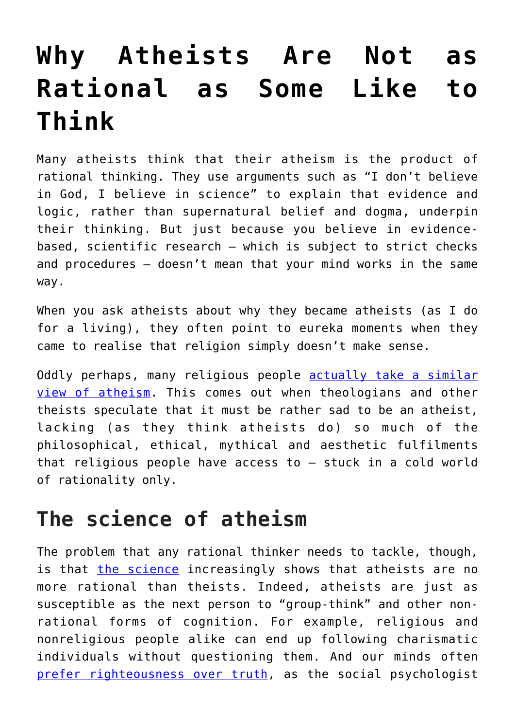# Why Atheists Are Not as Rational as Some Like to Think

Many atheists think that their atheism is the product of rational thinking. They use arguments such as "I don't believe in God, I believe in science" to explain that evidence and logic, rather than supernatural belief and dogma, underpin their thinking. But just because you believe in evidence-based, scientific research – which is subject to strict checks and procedures – doesn't mean that your mind works in the same way.

When you ask atheists about why they became atheists (as I do for a living), they often point to eureka moments when they came to realise that religion simply doesn't make sense.

Oddly perhaps, many religious people actually take a similar view of atheism. This comes out when theologians and other theists speculate that it must be rather sad to be an atheist, lacking (as they think atheists do) so much of the philosophical, ethical, mythical and aesthetic fulfilments that religious people have access to – stuck in a cold world of rationality only.

## The science of atheism

The problem that any rational thinker needs to tackle, though, is that the science increasingly shows that atheists are no more rational than theists. Indeed, atheists are just as susceptible as the next person to "group-think" and other non-rational forms of cognition. For example, religious and nonreligious people alike can end up following charismatic individuals without questioning them. And our minds often prefer righteousness over truth, as the social psychologist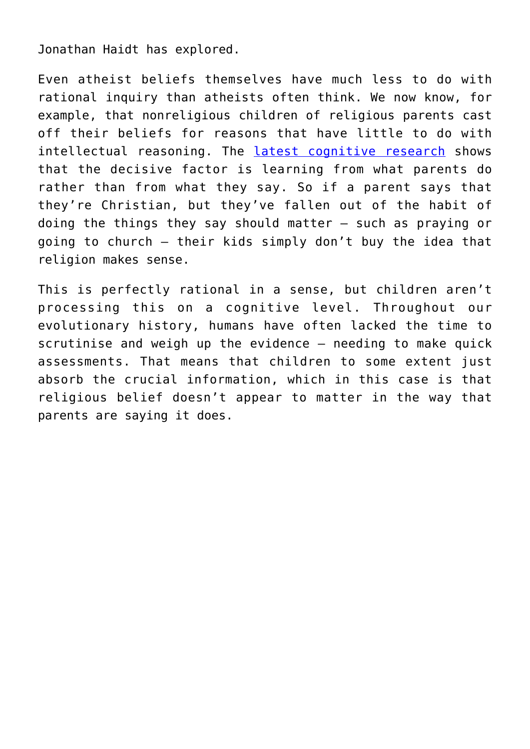Jonathan Haidt has explored.

Even atheist beliefs themselves have much less to do with rational inquiry than atheists often think. We now know, for example, that nonreligious children of religious parents cast off their beliefs for reasons that have little to do with intellectual reasoning. The [latest cognitive research]() shows that the decisive factor is learning from what parents do rather than from what they say. So if a parent says that they're Christian, but they've fallen out of the habit of doing the things they say should matter – such as praying or going to church – their kids simply don't buy the idea that religion makes sense.

This is perfectly rational in a sense, but children aren't processing this on a cognitive level. Throughout our evolutionary history, humans have often lacked the time to scrutinise and weigh up the evidence – needing to make quick assessments. That means that children to some extent just absorb the crucial information, which in this case is that religious belief doesn't appear to matter in the way that parents are saying it does.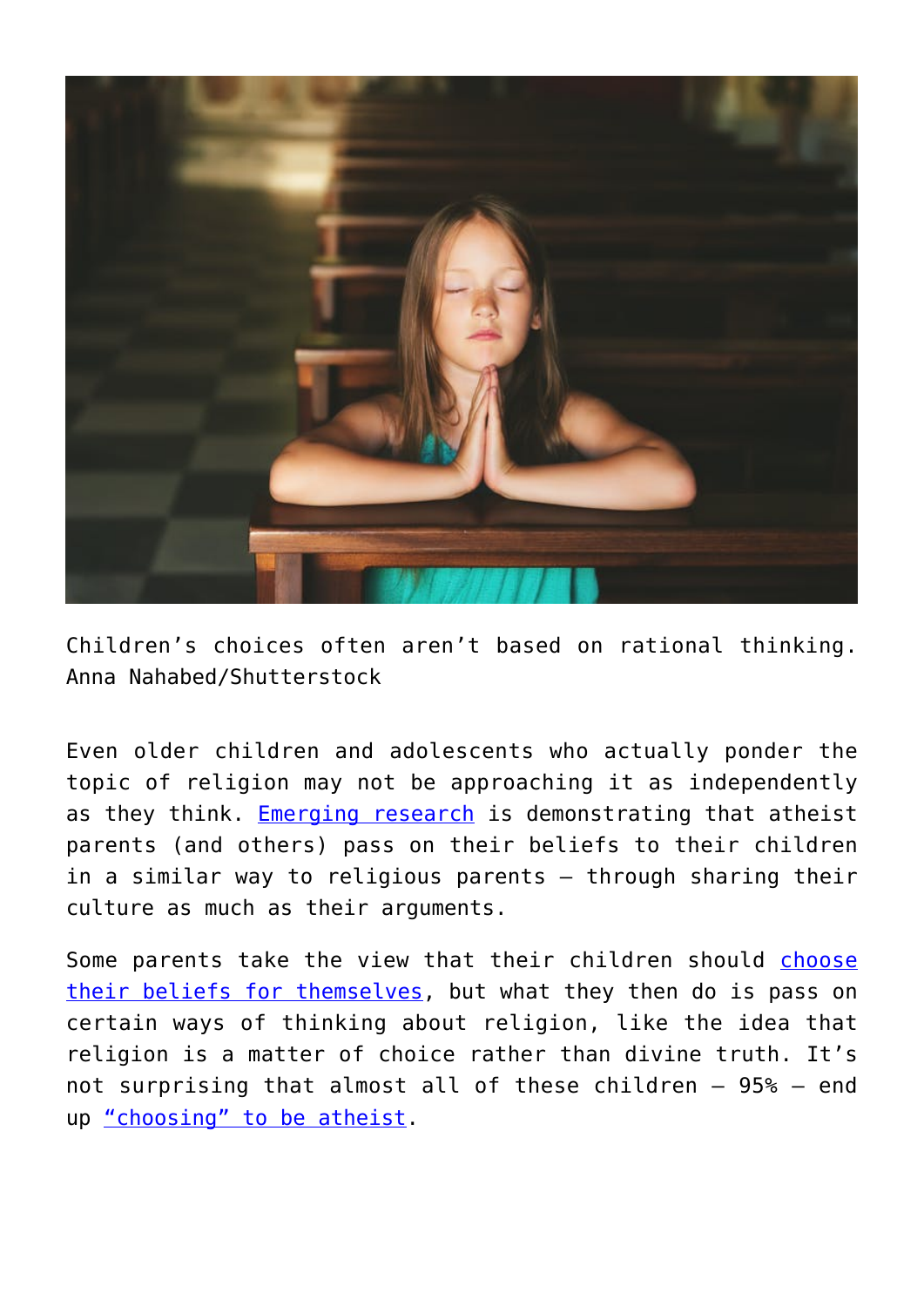Children’s choices often aren’t based on rational thinking. Anna Nahabed/Shutterstock

Even older children and adolescents who actually ponder the topic of religion may not be approaching it as independently as they think. [Emerging research] is demonstrating that atheist parents (and others) pass on their beliefs to their children in a similar way to religious parents – through sharing their culture as much as their arguments.

Some parents take the view that their children should [choose their beliefs for themselves], but what they then do is pass on certain ways of thinking about religion, like the idea that religion is a matter of choice rather than divine truth. It’s not surprising that almost all of these children – 95% – end up [“choosing” to be atheist].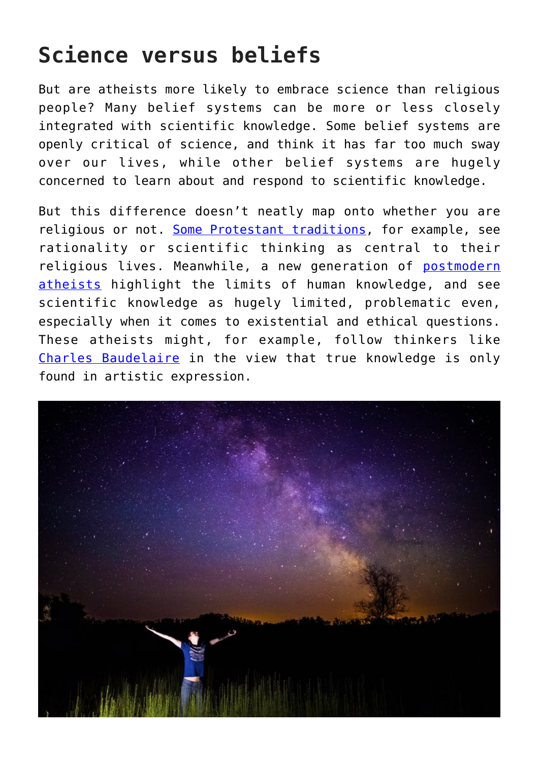## Science versus beliefs

But are atheists more likely to embrace science than religious people? Many belief systems can be more or less closely integrated with scientific knowledge. Some belief systems are openly critical of science, and think it has far too much sway over our lives, while other belief systems are hugely concerned to learn about and respond to scientific knowledge.

But this difference doesn't neatly map onto whether you are religious or not. Some Protestant traditions, for example, see rationality or scientific thinking as central to their religious lives. Meanwhile, a new generation of postmodern atheists highlight the limits of human knowledge, and see scientific knowledge as hugely limited, problematic even, especially when it comes to existential and ethical questions. These atheists might, for example, follow thinkers like Charles Baudelaire in the view that true knowledge is only found in artistic expression.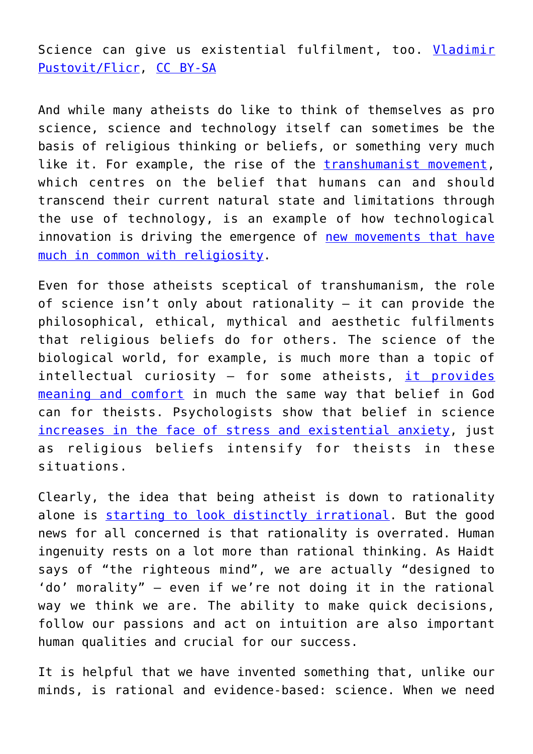Science can give us existential fulfilment, too. [Vladimir Pustovit/Flicr](), [CC BY-SA]()

And while many atheists do like to think of themselves as pro science, science and technology itself can sometimes be the basis of religious thinking or beliefs, or something very much like it. For example, the rise of the [transhumanist movement](), which centres on the belief that humans can and should transcend their current natural state and limitations through the use of technology, is an example of how technological innovation is driving the emergence of [new movements that have much in common with religiosity]().

Even for those atheists sceptical of transhumanism, the role of science isn't only about rationality – it can provide the philosophical, ethical, mythical and aesthetic fulfilments that religious beliefs do for others. The science of the biological world, for example, is much more than a topic of intellectual curiosity – for some atheists, [it provides meaning and comfort]() in much the same way that belief in God can for theists. Psychologists show that belief in science [increases in the face of stress and existential anxiety](), just as religious beliefs intensify for theists in these situations.

Clearly, the idea that being atheist is down to rationality alone is [starting to look distinctly irrational](). But the good news for all concerned is that rationality is overrated. Human ingenuity rests on a lot more than rational thinking. As Haidt says of "the righteous mind", we are actually "designed to 'do' morality" – even if we're not doing it in the rational way we think we are. The ability to make quick decisions, follow our passions and act on intuition are also important human qualities and crucial for our success.

It is helpful that we have invented something that, unlike our minds, is rational and evidence-based: science. When we need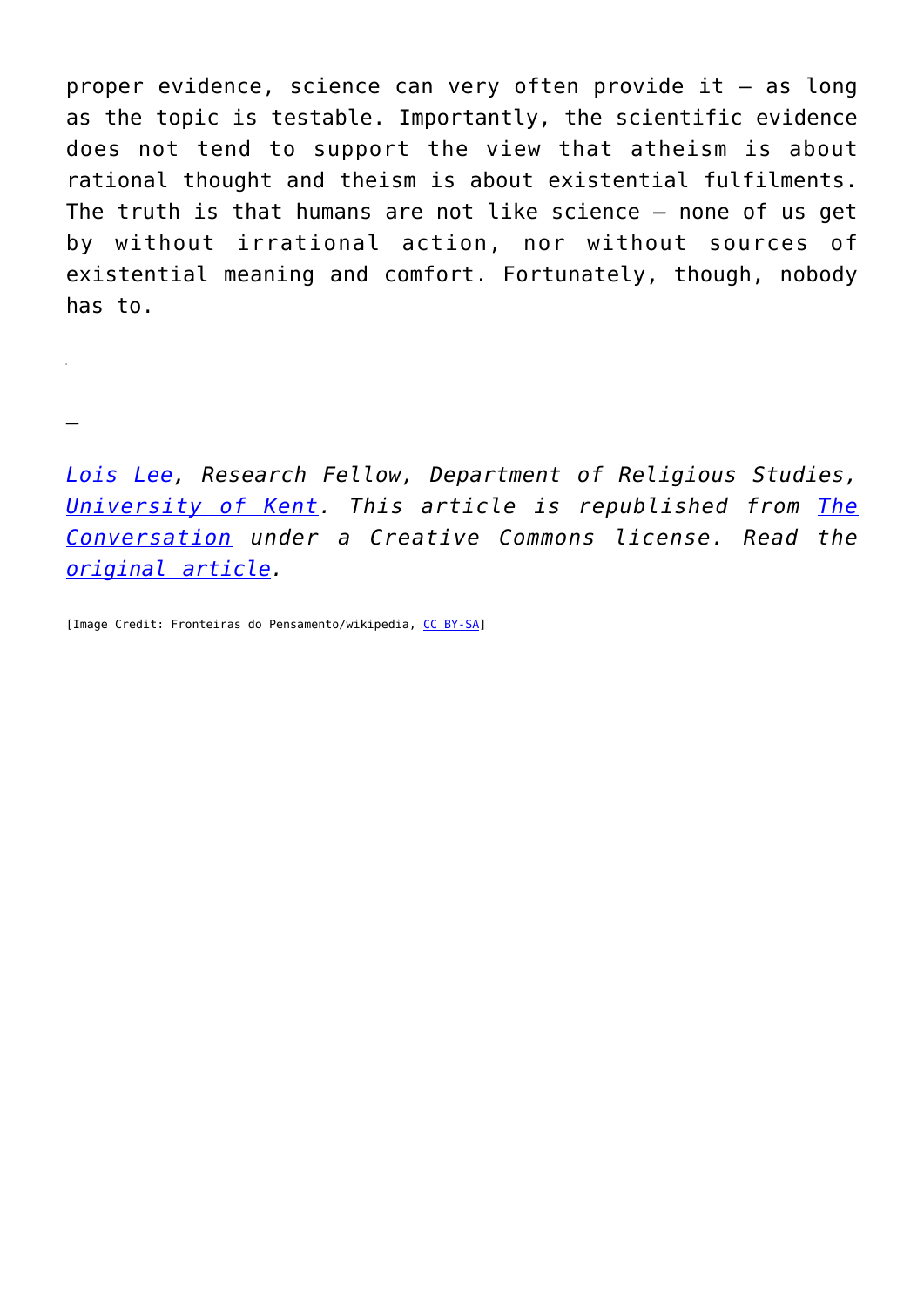proper evidence, science can very often provide it – as long as the topic is testable. Importantly, the scientific evidence does not tend to support the view that atheism is about rational thought and theism is about existential fulfilments. The truth is that humans are not like science – none of us get by without irrational action, nor without sources of existential meaning and comfort. Fortunately, though, nobody has to.

—

*Lois Lee, Research Fellow, Department of Religious Studies, University of Kent. This article is republished from The Conversation under a Creative Commons license. Read the original article.*

[Image Credit: Fronteiras do Pensamento/wikipedia, CC BY-SA]